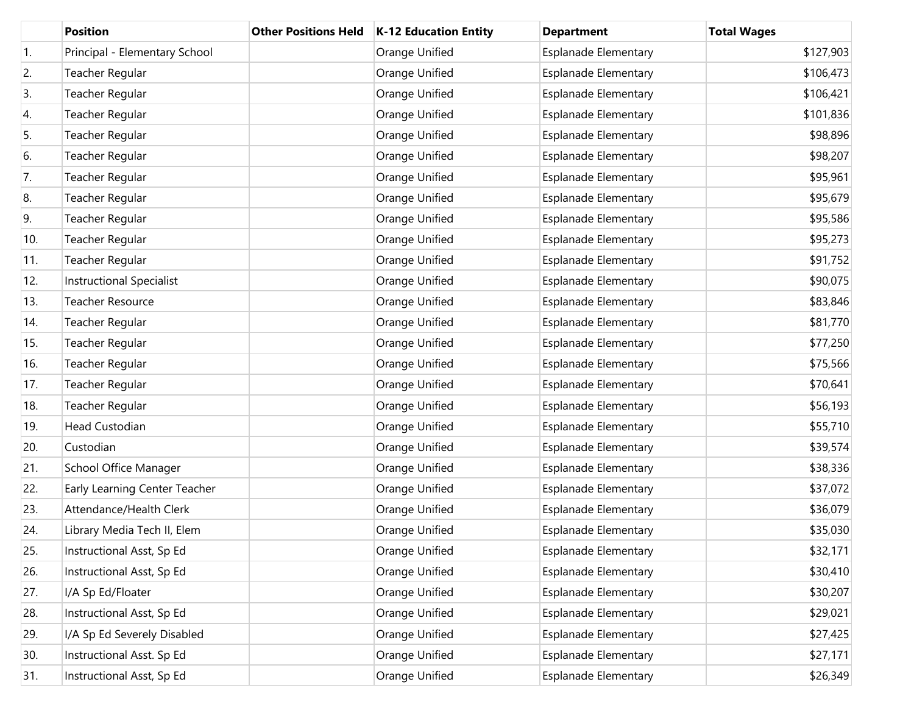| | Position | Other Positions Held | K-12 Education Entity | Department | Total Wages |
|---|---|---|---|---|---|
| 1. | Principal - Elementary School | | Orange Unified | Esplanade Elementary | $127,903 |
| 2. | Teacher Regular | | Orange Unified | Esplanade Elementary | $106,473 |
| 3. | Teacher Regular | | Orange Unified | Esplanade Elementary | $106,421 |
| 4. | Teacher Regular | | Orange Unified | Esplanade Elementary | $101,836 |
| 5. | Teacher Regular | | Orange Unified | Esplanade Elementary | $98,896 |
| 6. | Teacher Regular | | Orange Unified | Esplanade Elementary | $98,207 |
| 7. | Teacher Regular | | Orange Unified | Esplanade Elementary | $95,961 |
| 8. | Teacher Regular | | Orange Unified | Esplanade Elementary | $95,679 |
| 9. | Teacher Regular | | Orange Unified | Esplanade Elementary | $95,586 |
| 10. | Teacher Regular | | Orange Unified | Esplanade Elementary | $95,273 |
| 11. | Teacher Regular | | Orange Unified | Esplanade Elementary | $91,752 |
| 12. | Instructional Specialist | | Orange Unified | Esplanade Elementary | $90,075 |
| 13. | Teacher Resource | | Orange Unified | Esplanade Elementary | $83,846 |
| 14. | Teacher Regular | | Orange Unified | Esplanade Elementary | $81,770 |
| 15. | Teacher Regular | | Orange Unified | Esplanade Elementary | $77,250 |
| 16. | Teacher Regular | | Orange Unified | Esplanade Elementary | $75,566 |
| 17. | Teacher Regular | | Orange Unified | Esplanade Elementary | $70,641 |
| 18. | Teacher Regular | | Orange Unified | Esplanade Elementary | $56,193 |
| 19. | Head Custodian | | Orange Unified | Esplanade Elementary | $55,710 |
| 20. | Custodian | | Orange Unified | Esplanade Elementary | $39,574 |
| 21. | School Office Manager | | Orange Unified | Esplanade Elementary | $38,336 |
| 22. | Early Learning Center Teacher | | Orange Unified | Esplanade Elementary | $37,072 |
| 23. | Attendance/Health Clerk | | Orange Unified | Esplanade Elementary | $36,079 |
| 24. | Library Media Tech II, Elem | | Orange Unified | Esplanade Elementary | $35,030 |
| 25. | Instructional Asst, Sp Ed | | Orange Unified | Esplanade Elementary | $32,171 |
| 26. | Instructional Asst, Sp Ed | | Orange Unified | Esplanade Elementary | $30,410 |
| 27. | I/A Sp Ed/Floater | | Orange Unified | Esplanade Elementary | $30,207 |
| 28. | Instructional Asst, Sp Ed | | Orange Unified | Esplanade Elementary | $29,021 |
| 29. | I/A Sp Ed Severely Disabled | | Orange Unified | Esplanade Elementary | $27,425 |
| 30. | Instructional Asst. Sp Ed | | Orange Unified | Esplanade Elementary | $27,171 |
| 31. | Instructional Asst, Sp Ed | | Orange Unified | Esplanade Elementary | $26,349 |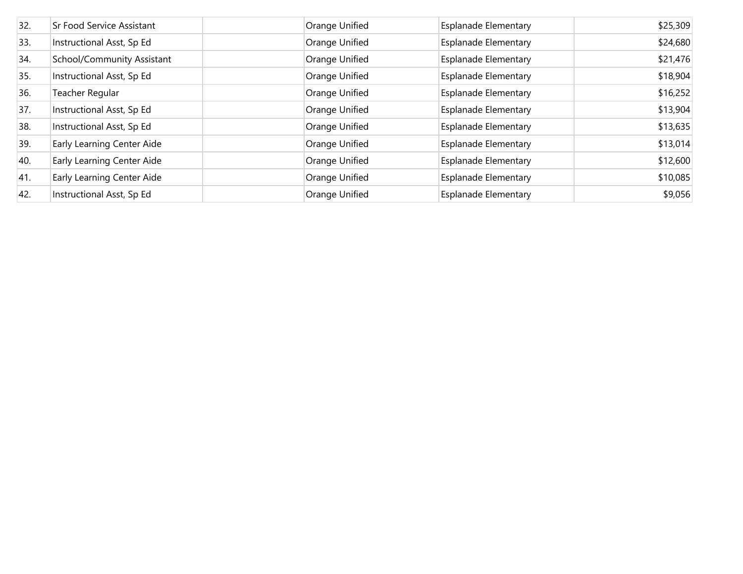| | | | | | |
|---|---|---|---|---|---|
| 32. | Sr Food Service Assistant | | Orange Unified | Esplanade Elementary | $25,309 |
| 33. | Instructional Asst, Sp Ed | | Orange Unified | Esplanade Elementary | $24,680 |
| 34. | School/Community Assistant | | Orange Unified | Esplanade Elementary | $21,476 |
| 35. | Instructional Asst, Sp Ed | | Orange Unified | Esplanade Elementary | $18,904 |
| 36. | Teacher Regular | | Orange Unified | Esplanade Elementary | $16,252 |
| 37. | Instructional Asst, Sp Ed | | Orange Unified | Esplanade Elementary | $13,904 |
| 38. | Instructional Asst, Sp Ed | | Orange Unified | Esplanade Elementary | $13,635 |
| 39. | Early Learning Center Aide | | Orange Unified | Esplanade Elementary | $13,014 |
| 40. | Early Learning Center Aide | | Orange Unified | Esplanade Elementary | $12,600 |
| 41. | Early Learning Center Aide | | Orange Unified | Esplanade Elementary | $10,085 |
| 42. | Instructional Asst, Sp Ed | | Orange Unified | Esplanade Elementary | $9,056 |